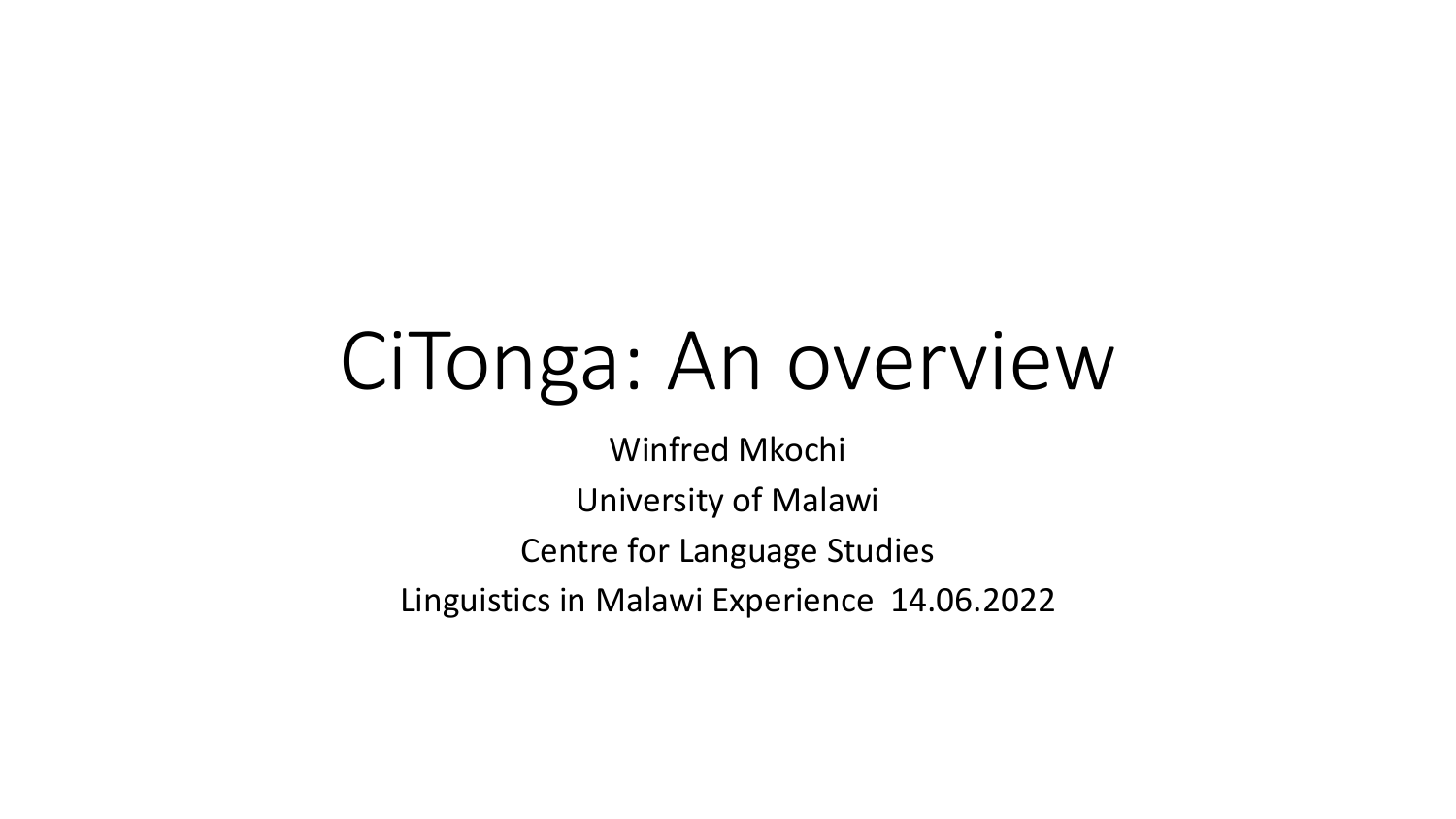# CiTonga: An overview

Winfred Mkochi

University of Malawi

Centre for Language Studies

Linguistics in Malawi Experience 14.06.2022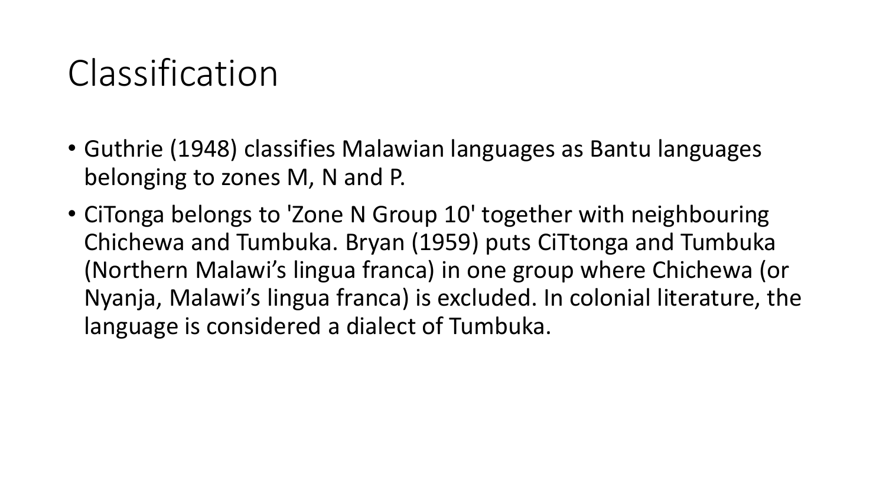# Classification

- Guthrie (1948) classifies Malawian languages as Bantu languages belonging to zones M, N and P.
- CiTonga belongs to 'Zone N Group 10' together with neighbouring Chichewa and Tumbuka. Bryan (1959) puts CiTtonga and Tumbuka (Northern Malawi's lingua franca) in one group where Chichewa (or Nyanja, Malawi's lingua franca) is excluded. In colonial literature, the language is considered a dialect of Tumbuka.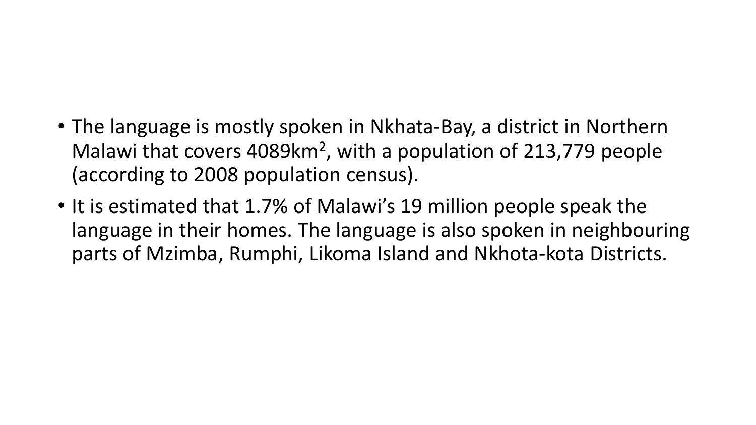- The language is mostly spoken in Nkhata-Bay, a district in Northern Malawi that covers 4089km$^2$, with a population of 213,779 people (according to 2008 population census).
- It is estimated that 1.7% of Malawi's 19 million people speak the language in their homes. The language is also spoken in neighbouring parts of Mzimba, Rumphi, Likoma Island and Nkhota-kota Districts.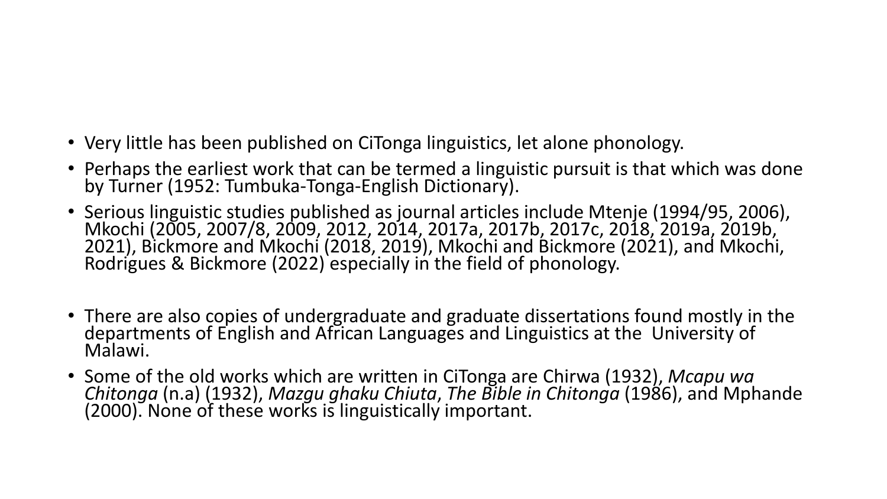- Very little has been published on CiTonga linguistics, let alone phonology.
- Perhaps the earliest work that can be termed a linguistic pursuit is that which was done by Turner (1952: Tumbuka-Tonga-English Dictionary).
- Serious linguistic studies published as journal articles include Mtenje (1994/95, 2006), Mkochi (2005, 2007/8, 2009, 2012, 2014, 2017a, 2017b, 2017c, 2018, 2019a, 2019b, 2021), Bickmore and Mkochi (2018, 2019), Mkochi and Bickmore (2021), and Mkochi, Rodrigues & Bickmore (2022) especially in the field of phonology.
- There are also copies of undergraduate and graduate dissertations found mostly in the departments of English and African Languages and Linguistics at the University of Malawi.
- Some of the old works which are written in CiTonga are Chirwa (1932), *Mcapu wa Chitonga* (n.a) (1932), *Mazgu ghaku Chiuta*, *The Bible in Chitonga* (1986), and Mphande (2000). None of these works is linguistically important.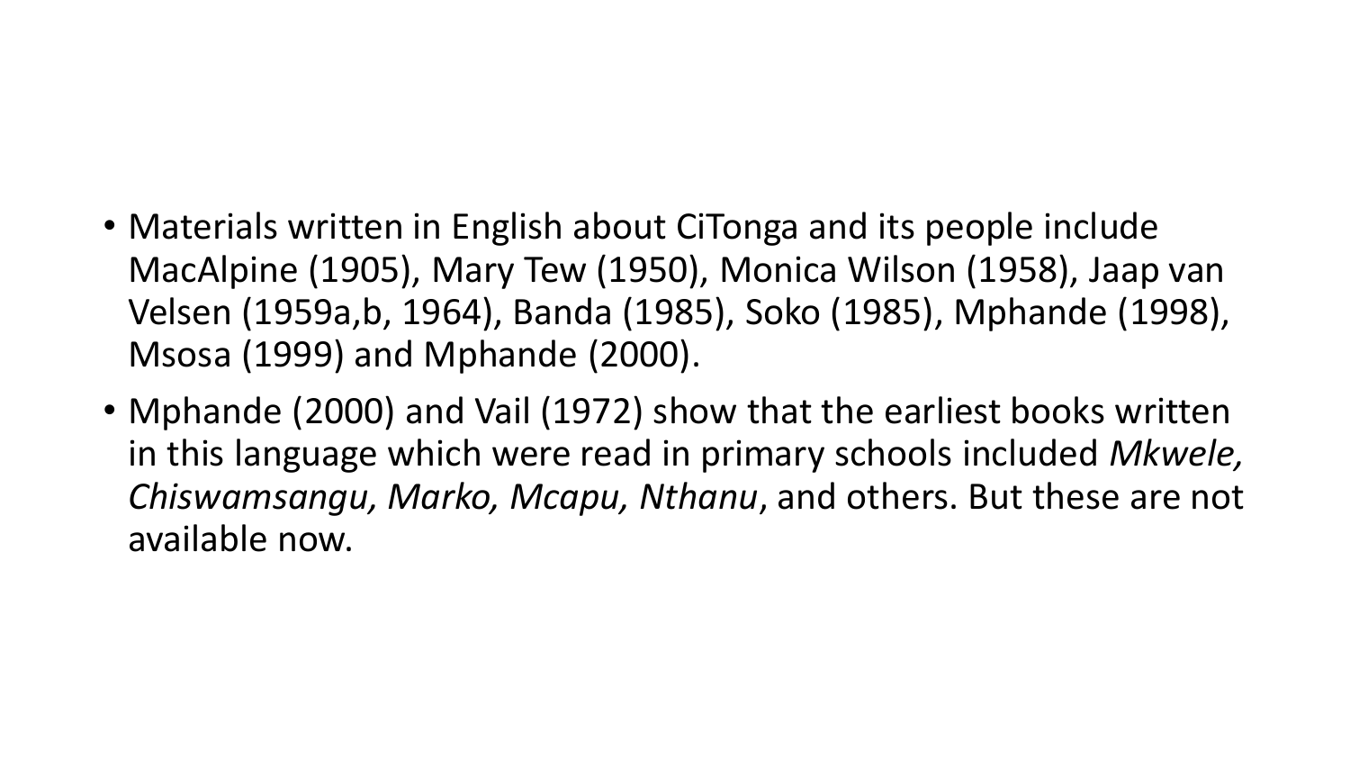- Materials written in English about CiTonga and its people include MacAlpine (1905), Mary Tew (1950), Monica Wilson (1958), Jaap van Velsen (1959a,b, 1964), Banda (1985), Soko (1985), Mphande (1998), Msosa (1999) and Mphande (2000).
- Mphande (2000) and Vail (1972) show that the earliest books written in this language which were read in primary schools included *Mkwele, Chiswamsangu, Marko, Mcapu, Nthanu*, and others. But these are not available now.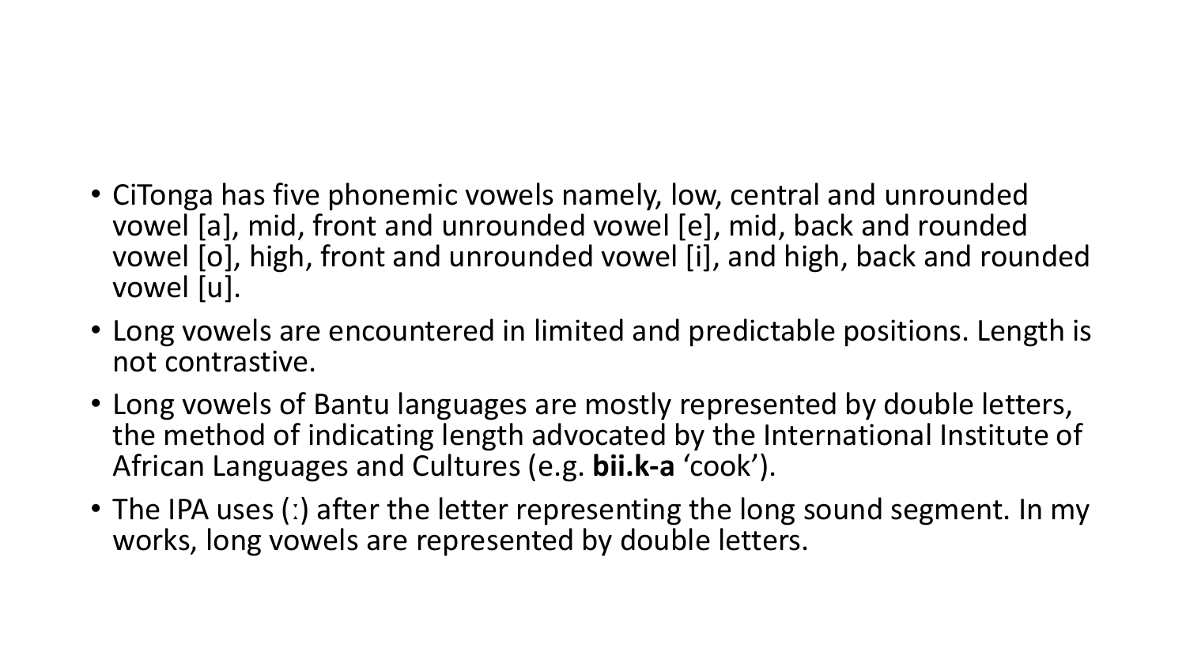- CiTonga has five phonemic vowels namely, low, central and unrounded vowel [a], mid, front and unrounded vowel [e], mid, back and rounded vowel [o], high, front and unrounded vowel [i], and high, back and rounded vowel [u].
- Long vowels are encountered in limited and predictable positions. Length is not contrastive.
- Long vowels of Bantu languages are mostly represented by double letters, the method of indicating length advocated by the International Institute of African Languages and Cultures (e.g. **bii.k-a** 'cook').
- The IPA uses (ː) after the letter representing the long sound segment. In my works, long vowels are represented by double letters.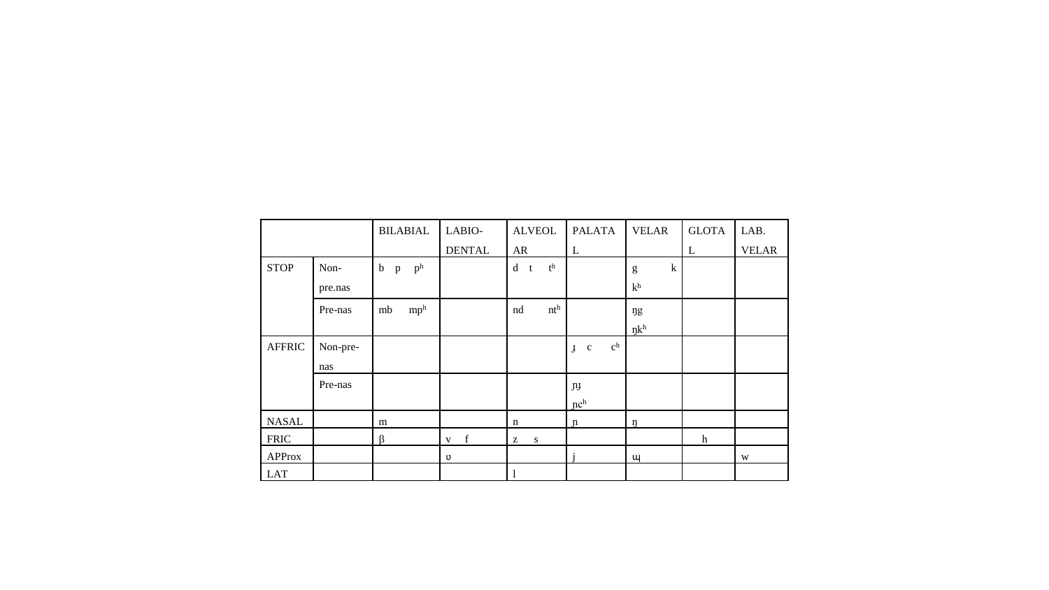| | | BILABIAL | LABIO-DENTAL | ALVEOLAR | PALATAL | VELAR | GLOTAL | LAB. VELAR |
|---|---|---|---|---|---|---|---|---|
| STOP | Non-pre.nas | b p pʰ | | d t tʰ | | g k kʰ | | |
| | Pre-nas | mb mpʰ | | nd ntʰ | | ŋg ŋkʰ | | |
| AFFRIC | Non-pre-nas | | | | ɟ c cʰ | | | |
| | Pre-nas | | | | ɲɟ ɲcʰ | | | |
| NASAL | | m | | n | ɲ | ŋ | | |
| FRIC | | β | v f | z s | | | h | |
| APProx | | | ʋ | | j | ɰ | | w |
| LAT | | | | l | | | | |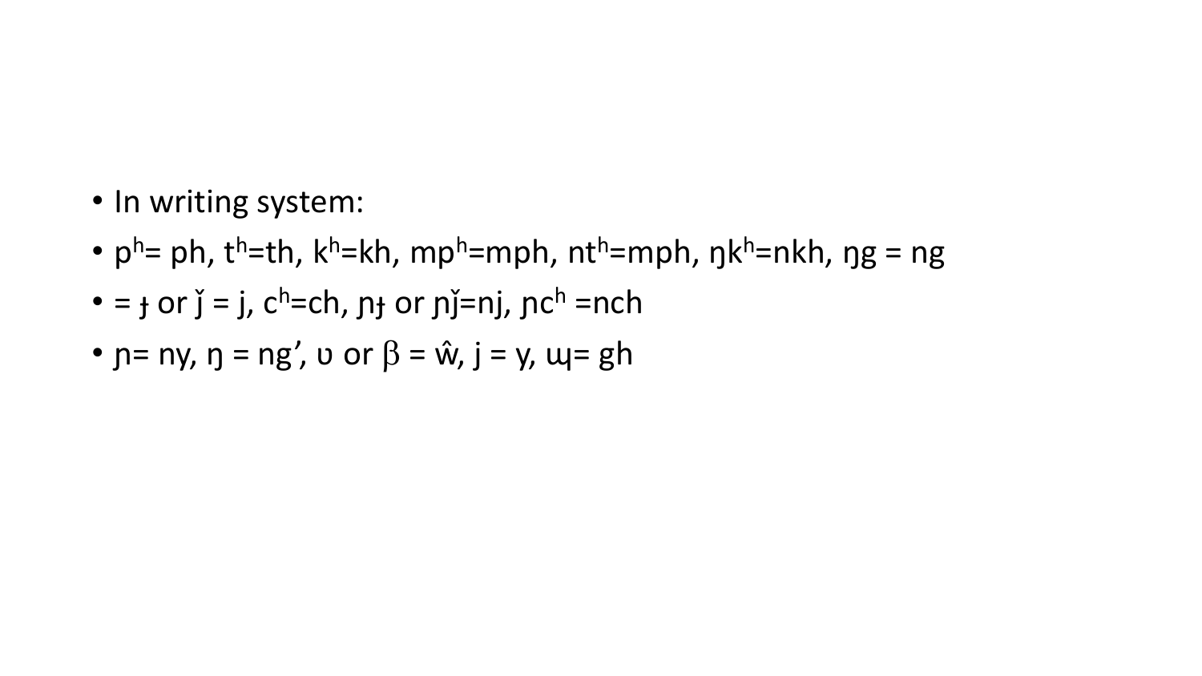- In writing system:
- pʰ= ph, tʰ=th, kʰ=kh, mpʰ=mph, ntʰ=mph, ŋkʰ=nkh, ŋg = ng
- = ɟ or ǰ = j, cʰ=ch, ɲɟ or ɲǰ=nj, ɲcʰ =nch
- ɲ= ny, ŋ = ng’, ʋ or β = ŵ, j = y, ɰ= gh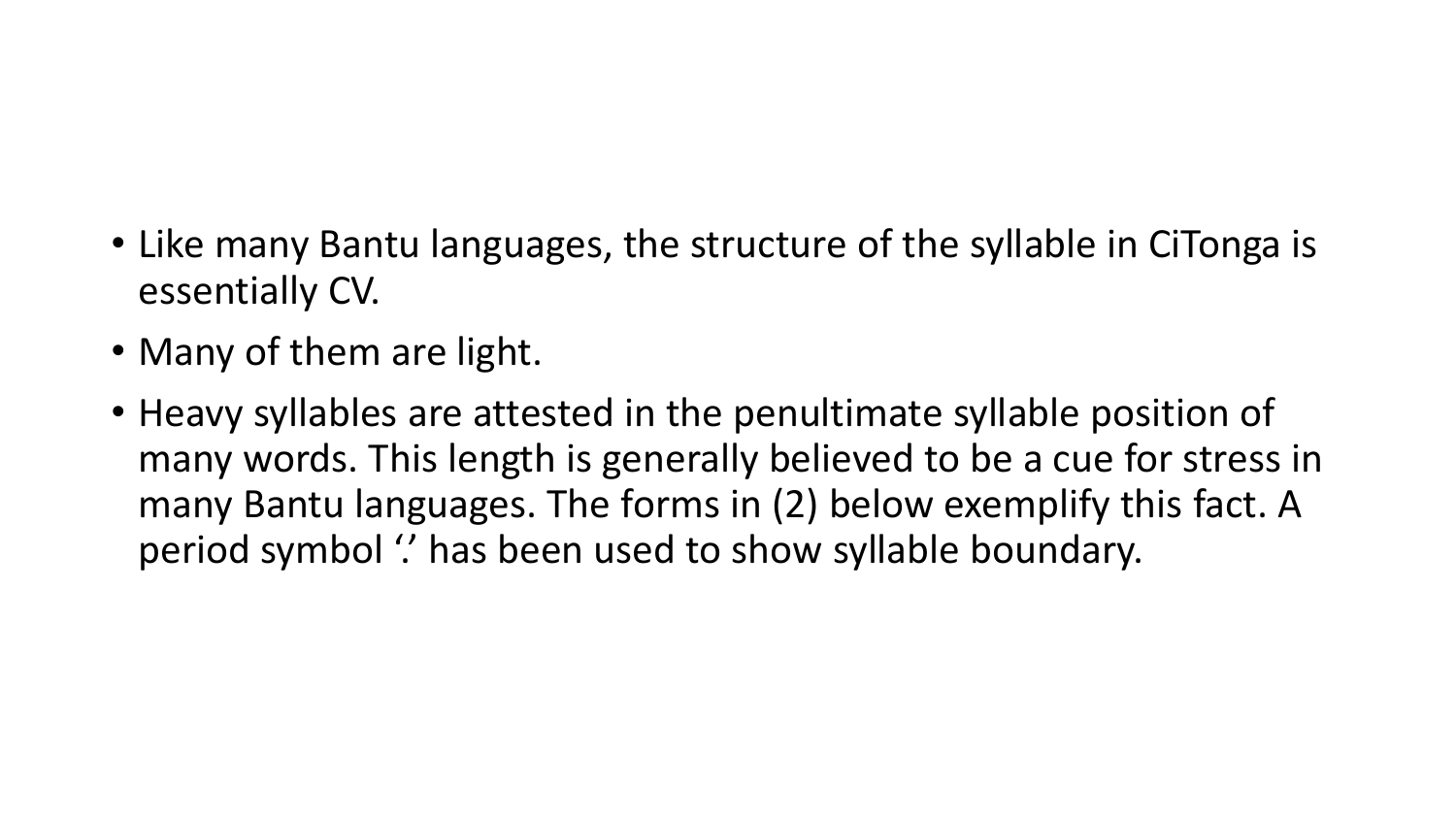- Like many Bantu languages, the structure of the syllable in CiTonga is essentially CV.
- Many of them are light.
- Heavy syllables are attested in the penultimate syllable position of many words. This length is generally believed to be a cue for stress in many Bantu languages. The forms in (2) below exemplify this fact. A period symbol '.' has been used to show syllable boundary.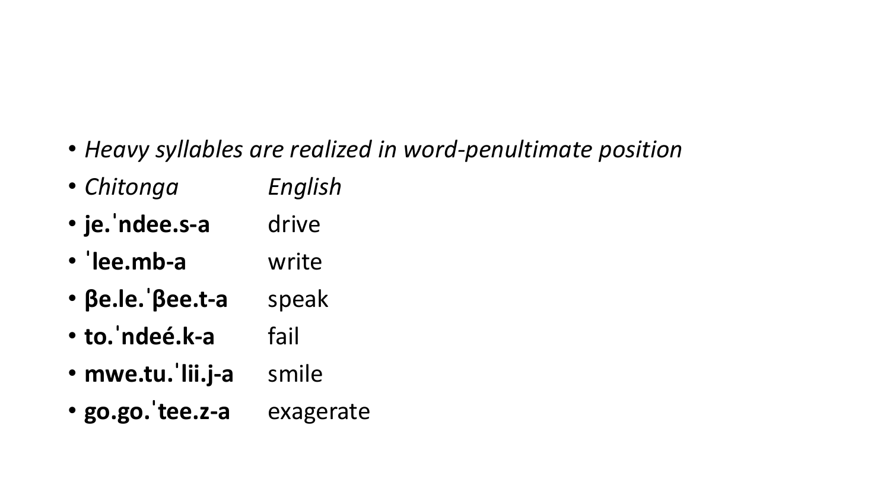- *Heavy syllables are realized in word-penultimate position*
- *Chitonga* *English*
- **je.ˈndee.s-a** drive
- **ˈlee.mb-a** write
- **βe.le.ˈβee.t-a** speak
- **to.ˈndeé.k-a** fail
- **mwe.tu.ˈlii.j-a** smile
- **go.go.ˈtee.z-a** exagerate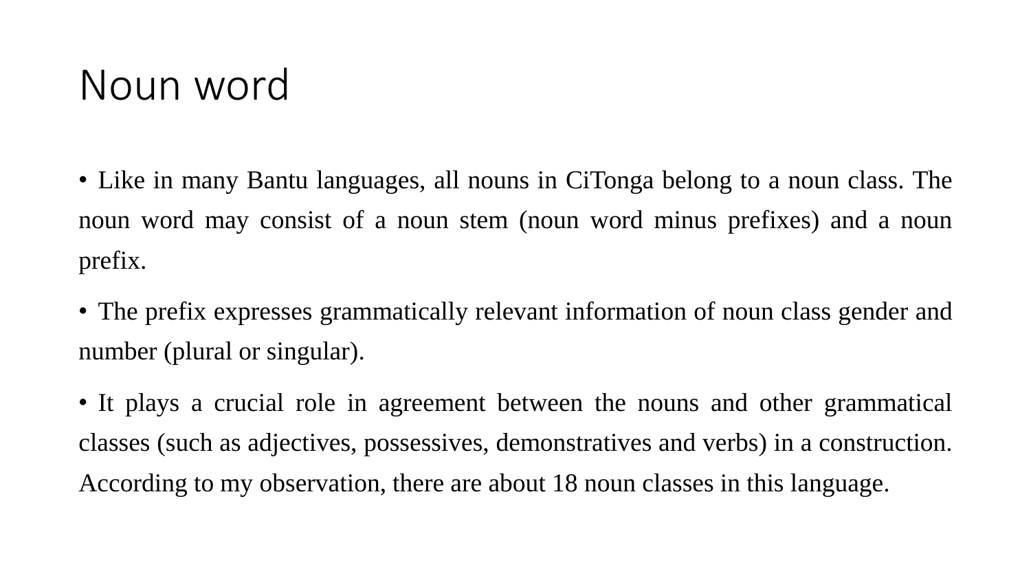# Noun word

- Like in many Bantu languages, all nouns in CiTonga belong to a noun class. The noun word may consist of a noun stem (noun word minus prefixes) and a noun prefix.
- The prefix expresses grammatically relevant information of noun class gender and number (plural or singular).
- It plays a crucial role in agreement between the nouns and other grammatical classes (such as adjectives, possessives, demonstratives and verbs) in a construction. According to my observation, there are about 18 noun classes in this language.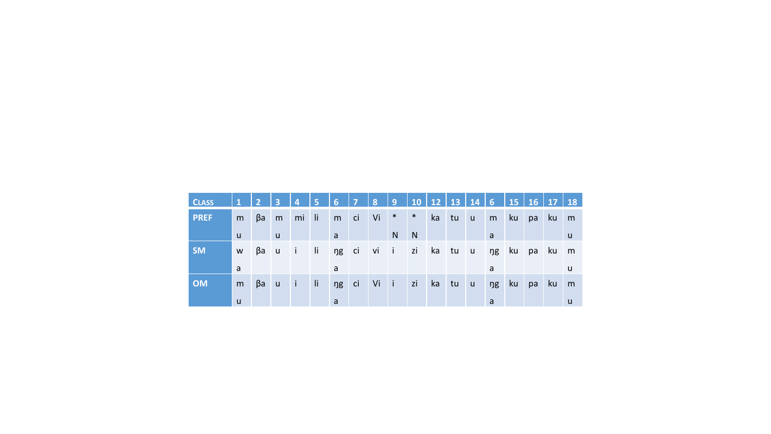| Class | 1 | 2 | 3 | 4 | 5 | 6 | 7 | 8 | 9 | 10 | 12 | 13 | 14 | 6 | 15 | 16 | 17 | 18 |
|---|---|---|---|---|---|---|---|---|---|---|---|---|---|---|---|---|---|---|
| **PREF** | mu | βa | mu | mi | li | ma | ci | Vi | *N | *N | ka | tu | u | ma | ku | pa | ku | mu |
| **SM** | wa | βa | u | i | li | ŋga | ci | vi | i | zi | ka | tu | u | ŋga | ku | pa | ku | mu |
| **OM** | mu | βa | u | i | li | ŋga | ci | Vi | i | zi | ka | tu | u | ŋga | ku | pa | ku | mu |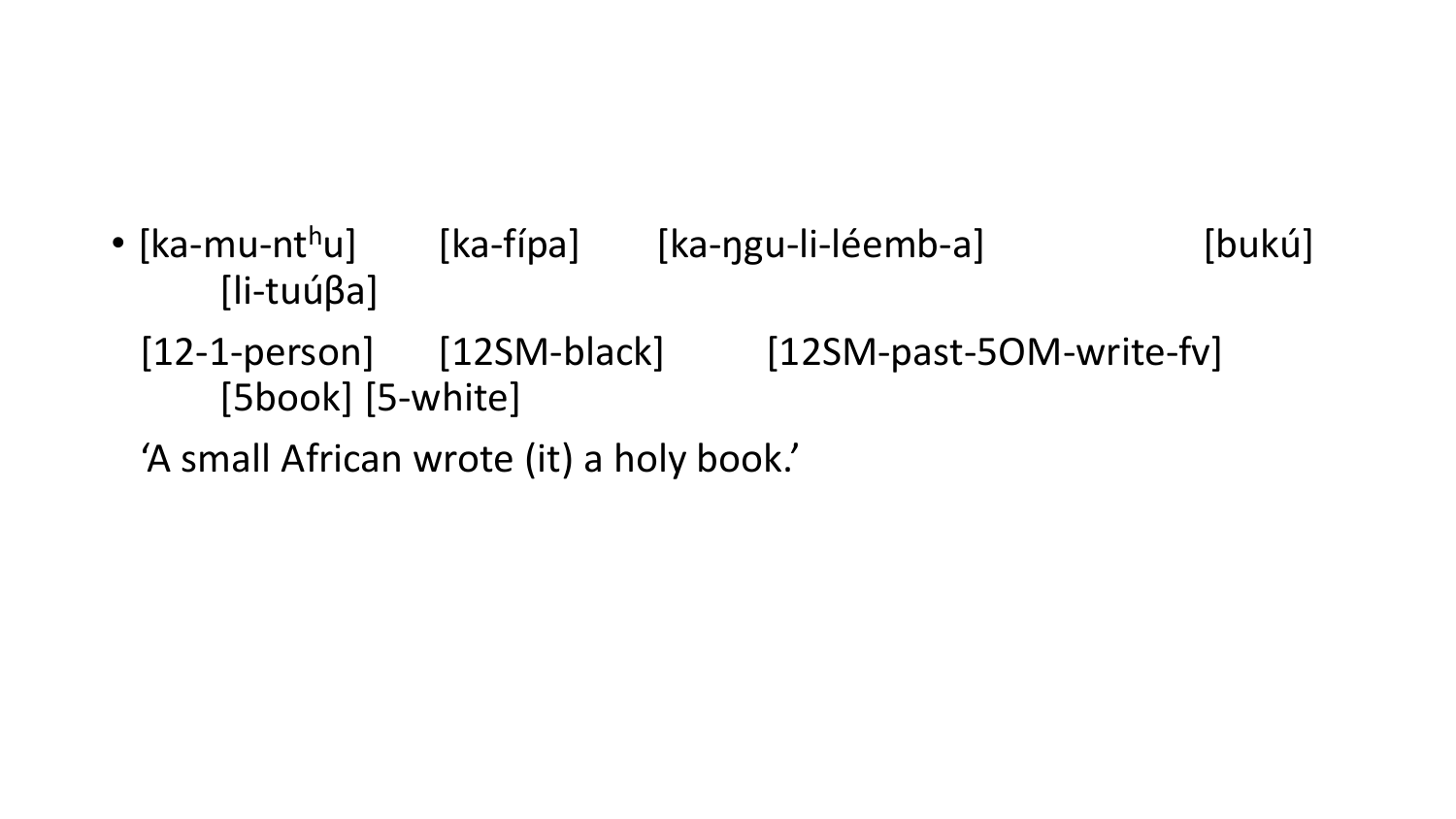- [ka-mu-ntʰu]  [ka-fípa]  [ka-ŋgu-li-léemb-a]  [bukú]  [li-tuúβa]

  [12-1-person]  [12SM-black]  [12SM-past-5OM-write-fv]  [5book] [5-white]

  ‘A small African wrote (it) a holy book.’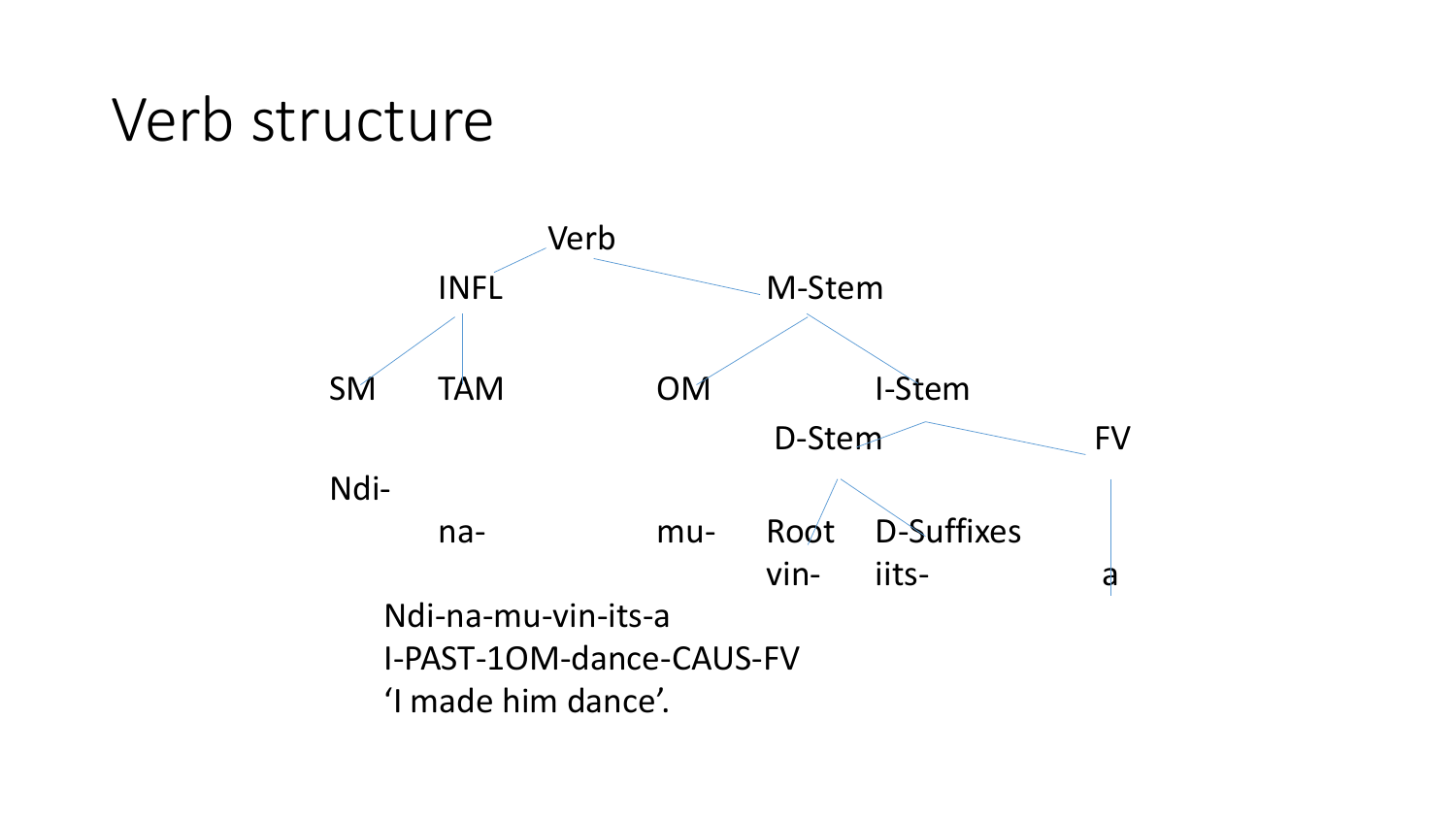# Verb structure

```
                    Verb
          INFL                    M-Stem
   SM      TAM         OM                 I-Stem
                                    D-Stem               FV
   Ndi-
           na-         mu-      Root    D-Suffixes
                                vin-    iits-             a
```

Ndi-na-mu-vin-its-a
I-PAST-1OM-dance-CAUS-FV
'I made him dance'.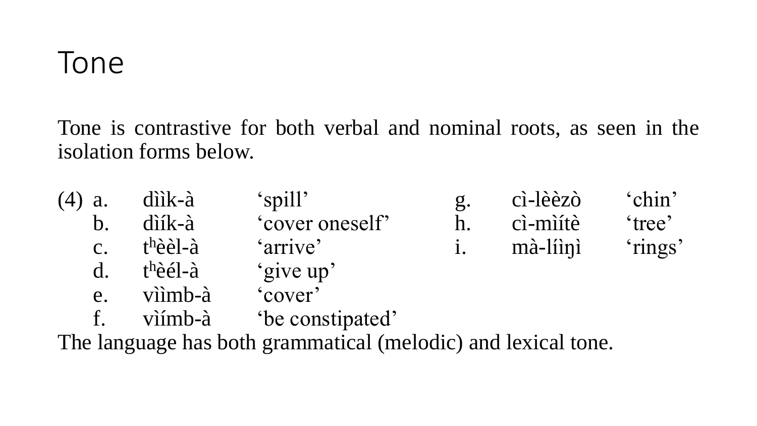# Tone

Tone is contrastive for both verbal and nominal roots, as seen in the isolation forms below.

(4)

| | | | | | |
|---|---|---|---|---|---|
| a. | dììk-à | 'spill' | g. | cì-lèèzò | 'chin' |
| b. | dìík-à | 'cover oneself' | h. | cì-mìítè | 'tree' |
| c. | tʰèèl-à | 'arrive' | i. | mà-líìŋì | 'rings' |
| d. | tʰèél-à | 'give up' | | | |
| e. | vììmb-à | 'cover' | | | |
| f. | vìímb-à | 'be constipated' | | | |

The language has both grammatical (melodic) and lexical tone.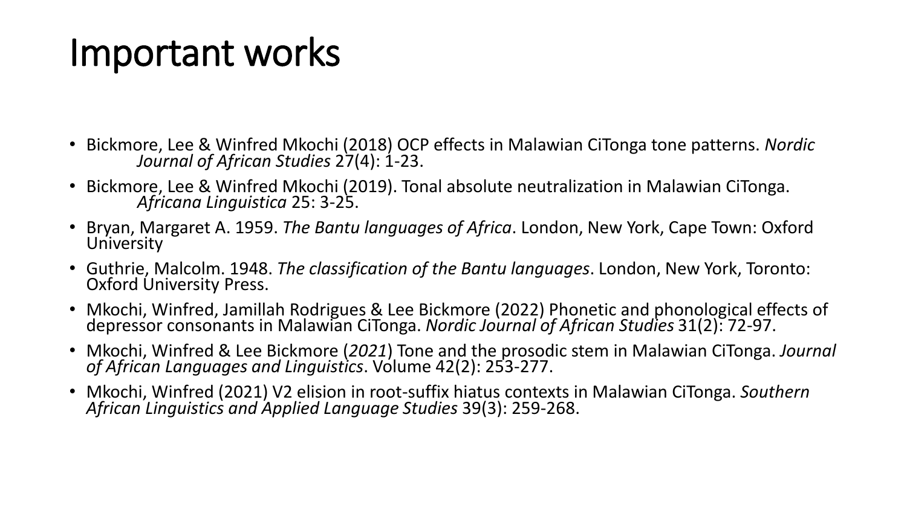# Important works

- Bickmore, Lee & Winfred Mkochi (2018) OCP effects in Malawian CiTonga tone patterns. *Nordic Journal of African Studies* 27(4): 1-23.
- Bickmore, Lee & Winfred Mkochi (2019). Tonal absolute neutralization in Malawian CiTonga. *Africana Linguistica* 25: 3-25.
- Bryan, Margaret A. 1959. *The Bantu languages of Africa*. London, New York, Cape Town: Oxford University
- Guthrie, Malcolm. 1948. *The classification of the Bantu languages*. London, New York, Toronto: Oxford University Press.
- Mkochi, Winfred, Jamillah Rodrigues & Lee Bickmore (2022) Phonetic and phonological effects of depressor consonants in Malawian CiTonga. *Nordic Journal of African Studies* 31(2): 72-97.
- Mkochi, Winfred & Lee Bickmore (*2021*) Tone and the prosodic stem in Malawian CiTonga. *Journal of African Languages and Linguistics*. Volume 42(2): 253-277.
- Mkochi, Winfred (2021) V2 elision in root-suffix hiatus contexts in Malawian CiTonga. *Southern African Linguistics and Applied Language Studies* 39(3): 259-268.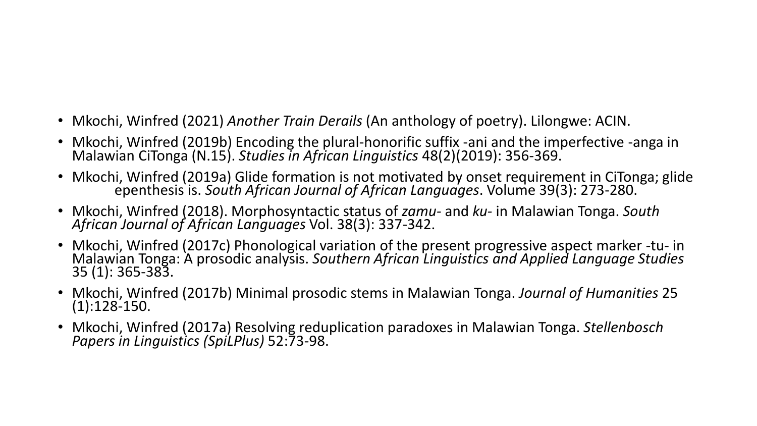- Mkochi, Winfred (2021) *Another Train Derails* (An anthology of poetry). Lilongwe: ACIN.
- Mkochi, Winfred (2019b) Encoding the plural-honorific suffix -ani and the imperfective -anga in Malawian CiTonga (N.15). *Studies in African Linguistics* 48(2)(2019): 356-369.
- Mkochi, Winfred (2019a) Glide formation is not motivated by onset requirement in CiTonga; glide epenthesis is. *South African Journal of African Languages*. Volume 39(3): 273-280.
- Mkochi, Winfred (2018). Morphosyntactic status of *zamu-* and *ku-* in Malawian Tonga. *South African Journal of African Languages* Vol. 38(3): 337-342.
- Mkochi, Winfred (2017c) Phonological variation of the present progressive aspect marker -tu- in Malawian Tonga: A prosodic analysis. *Southern African Linguistics and Applied Language Studies* 35 (1): 365-383.
- Mkochi, Winfred (2017b) Minimal prosodic stems in Malawian Tonga. *Journal of Humanities* 25 (1):128-150.
- Mkochi, Winfred (2017a) Resolving reduplication paradoxes in Malawian Tonga. *Stellenbosch Papers in Linguistics (SpiLPlus)* 52:73-98.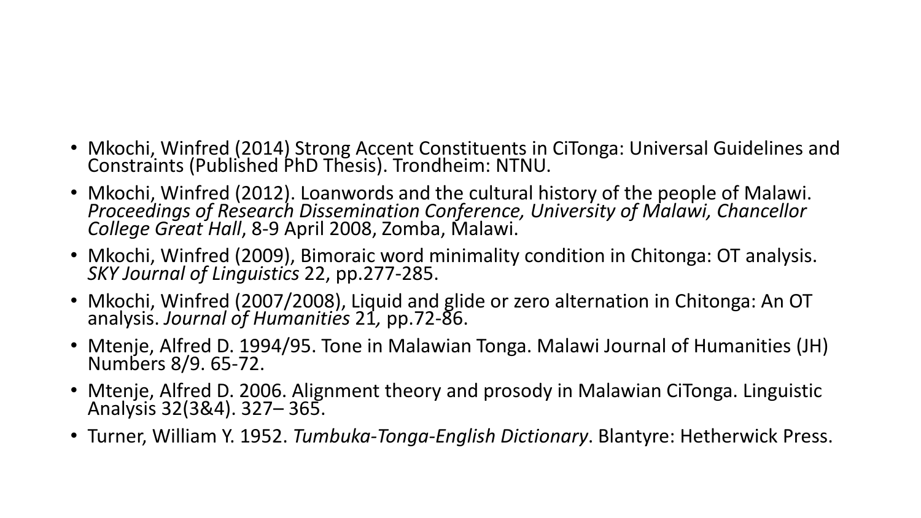- Mkochi, Winfred (2014) Strong Accent Constituents in CiTonga: Universal Guidelines and Constraints (Published PhD Thesis). Trondheim: NTNU.
- Mkochi, Winfred (2012). Loanwords and the cultural history of the people of Malawi. *Proceedings of Research Dissemination Conference, University of Malawi, Chancellor College Great Hall*, 8-9 April 2008, Zomba, Malawi.
- Mkochi, Winfred (2009), Bimoraic word minimality condition in Chitonga: OT analysis. *SKY Journal of Linguistics* 22, pp.277-285.
- Mkochi, Winfred (2007/2008), Liquid and glide or zero alternation in Chitonga: An OT analysis. *Journal of Humanities* 21*,* pp.72-86.
- Mtenje, Alfred D. 1994/95. Tone in Malawian Tonga. Malawi Journal of Humanities (JH) Numbers 8/9. 65-72.
- Mtenje, Alfred D. 2006. Alignment theory and prosody in Malawian CiTonga. Linguistic Analysis 32(3&4). 327– 365.
- Turner, William Y. 1952. *Tumbuka-Tonga-English Dictionary*. Blantyre: Hetherwick Press.